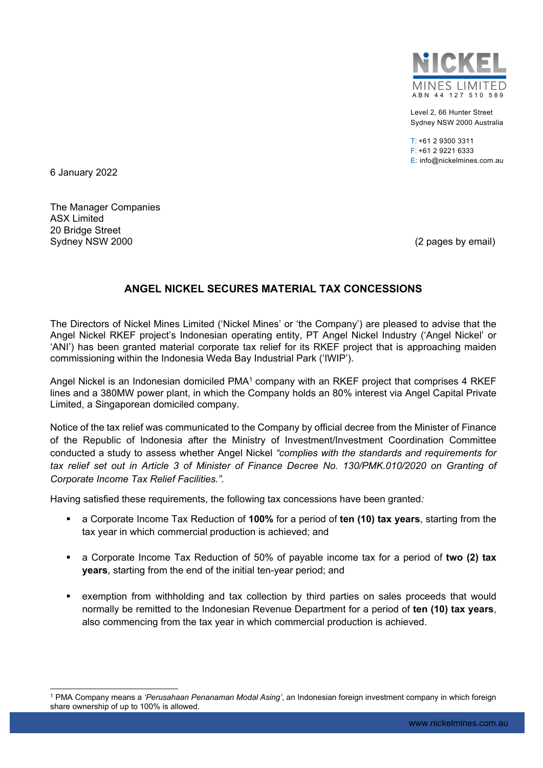NICKEL MINES LIMITED
ABN 44 127 510 589

Level 2, 66 Hunter Street
Sydney NSW 2000 Australia

T: +61 2 9300 3311
F: +61 2 9221 6333
E: info@nickelmines.com.au

6 January 2022

The Manager Companies
ASX Limited
20 Bridge Street
Sydney NSW 2000

(2 pages by email)

## ANGEL NICKEL SECURES MATERIAL TAX CONCESSIONS

The Directors of Nickel Mines Limited ('Nickel Mines' or 'the Company') are pleased to advise that the Angel Nickel RKEF project's Indonesian operating entity, PT Angel Nickel Industry ('Angel Nickel' or 'ANI') has been granted material corporate tax relief for its RKEF project that is approaching maiden commissioning within the Indonesia Weda Bay Industrial Park ('IWIP').

Angel Nickel is an Indonesian domiciled PMA[1] company with an RKEF project that comprises 4 RKEF lines and a 380MW power plant, in which the Company holds an 80% interest via Angel Capital Private Limited, a Singaporean domiciled company.

Notice of the tax relief was communicated to the Company by official decree from the Minister of Finance of the Republic of Indonesia after the Ministry of Investment/Investment Coordination Committee conducted a study to assess whether Angel Nickel *"complies with the standards and requirements for tax relief set out in Article 3 of Minister of Finance Decree No. 130/PMK.010/2020 on Granting of Corporate Income Tax Relief Facilities."*.

Having satisfied these requirements, the following tax concessions have been granted*:*

- a Corporate Income Tax Reduction of **100%** for a period of **ten (10) tax years**, starting from the tax year in which commercial production is achieved; and
- a Corporate Income Tax Reduction of 50% of payable income tax for a period of **two (2) tax years**, starting from the end of the initial ten-year period; and
- exemption from withholding and tax collection by third parties on sales proceeds that would normally be remitted to the Indonesian Revenue Department for a period of **ten (10) tax years**, also commencing from the tax year in which commercial production is achieved.

---

[1] PMA Company means a *'Perusahaan Penanaman Modal Asing'*, an Indonesian foreign investment company in which foreign share ownership of up to 100% is allowed.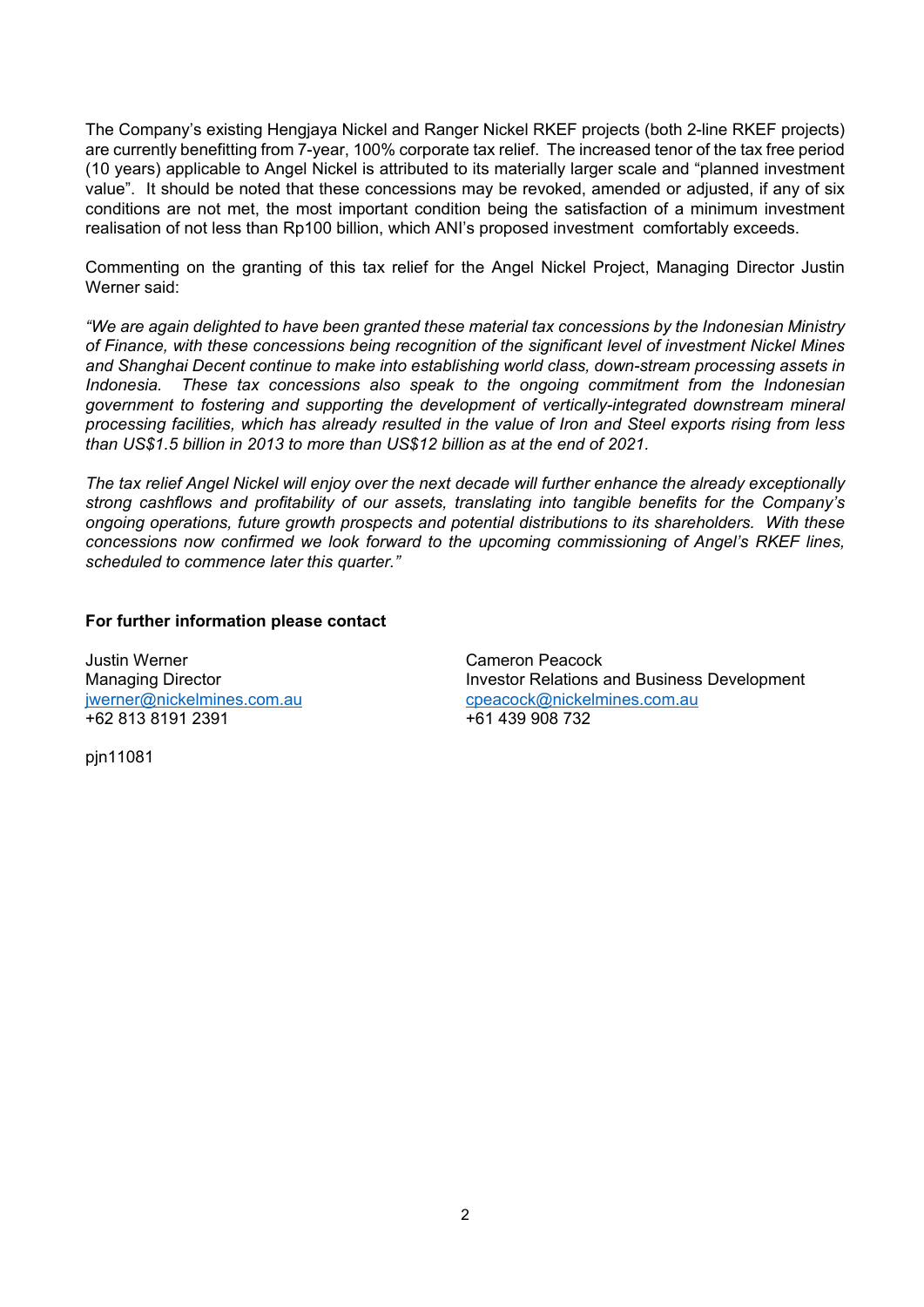The Company's existing Hengjaya Nickel and Ranger Nickel RKEF projects (both 2-line RKEF projects) are currently benefitting from 7-year, 100% corporate tax relief. The increased tenor of the tax free period (10 years) applicable to Angel Nickel is attributed to its materially larger scale and "planned investment value". It should be noted that these concessions may be revoked, amended or adjusted, if any of six conditions are not met, the most important condition being the satisfaction of a minimum investment realisation of not less than Rp100 billion, which ANI's proposed investment comfortably exceeds.

Commenting on the granting of this tax relief for the Angel Nickel Project, Managing Director Justin Werner said:

*"We are again delighted to have been granted these material tax concessions by the Indonesian Ministry of Finance, with these concessions being recognition of the significant level of investment Nickel Mines and Shanghai Decent continue to make into establishing world class, down-stream processing assets in Indonesia. These tax concessions also speak to the ongoing commitment from the Indonesian government to fostering and supporting the development of vertically-integrated downstream mineral processing facilities, which has already resulted in the value of Iron and Steel exports rising from less than US$1.5 billion in 2013 to more than US$12 billion as at the end of 2021.*

*The tax relief Angel Nickel will enjoy over the next decade will further enhance the already exceptionally strong cashflows and profitability of our assets, translating into tangible benefits for the Company's ongoing operations, future growth prospects and potential distributions to its shareholders. With these concessions now confirmed we look forward to the upcoming commissioning of Angel's RKEF lines, scheduled to commence later this quarter."*

**For further information please contact**

Justin Werner
Managing Director
jwerner@nickelmines.com.au
+62 813 8191 2391

Cameron Peacock
Investor Relations and Business Development
cpeacock@nickelmines.com.au
+61 439 908 732

pjn11081